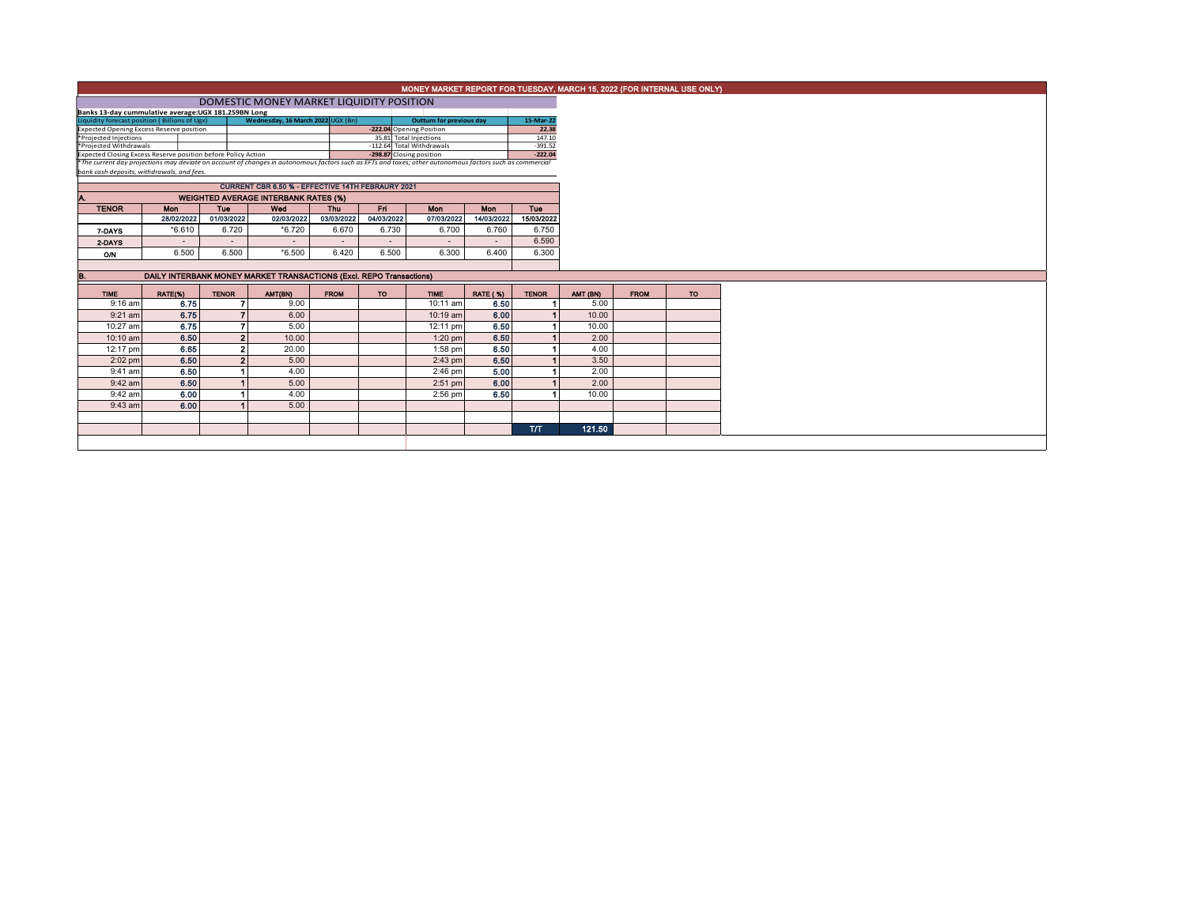# MONEY MARKET REPORT FOR TUESDAY, MARCH 15, 2022 (FOR INTERNAL USE ONLY)

## DOMESTIC MONEY MARKET LIQUIDITY POSITION

Banks 13-day cummulative average:UGX 181.259BN Long

| Liquidity forecast position (Billions of Ugx) | Wednesday, 16 March 2022 UGX (Bn) | Outturn for previous day | 15-Mar-22 |
|---|---|---|---|
| Expected Opening Excess Reserve position | -222.04 | Opening Position | 22.38 |
| *Projected Injections | 35.81 | Total Injections | 147.10 |
| *Projected Withdrawals | -112.64 | Total Withdrawals | -391.52 |
| Expected Closing Excess Reserve position before Policy Action | -298.87 | Closing position | -222.04 |

*The current day projections may deviate on account of changes in autonomous factors such as EFTs and taxes; other autonomous factors such as commercial bank cash deposits, withdrawals, and fees.

CURRENT CBR 6.50 % - EFFECTIVE 14TH FEBRAURY 2021

### A. WEIGHTED AVERAGE INTERBANK RATES (%)

| TENOR | Mon | Tue | Wed | Thu | Fri | Mon | Mon | Tue |
|---|---|---|---|---|---|---|---|---|
| | 28/02/2022 | 01/03/2022 | 02/03/2022 | 03/03/2022 | 04/03/2022 | 07/03/2022 | 14/03/2022 | 15/03/2022 |
| 7-DAYS | *6.610 | 6.720 | *6.720 | 6.670 | 6.730 | 6.700 | 6.760 | 6.750 |
| 2-DAYS | - | - | - | - | - | - | - | 6.590 |
| O/N | 6.500 | 6.500 | *6.500 | 6.420 | 6.500 | 6.300 | 6.400 | 6.300 |

### B. DAILY INTERBANK MONEY MARKET TRANSACTIONS (Excl. REPO Transactions)

| TIME | RATE(%) | TENOR | AMT(BN) | FROM | TO | TIME | RATE (%) | TENOR | AMT (BN) | FROM | TO |
|---|---|---|---|---|---|---|---|---|---|---|---|
| 9:16 am | 6.75 | 7 | 9.00 | | | 10:11 am | 6.50 | 1 | 5.00 | | |
| 9:21 am | 6.75 | 7 | 6.00 | | | 10:19 am | 6.00 | 1 | 10.00 | | |
| 10:27 am | 6.75 | 7 | 5.00 | | | 12:11 pm | 6.50 | 1 | 10.00 | | |
| 10:10 am | 6.50 | 2 | 10.00 | | | 1:20 pm | 6.50 | 1 | 2.00 | | |
| 12:17 pm | 6.65 | 2 | 20.00 | | | 1:58 pm | 6.50 | 1 | 4.00 | | |
| 2:02 pm | 6.50 | 2 | 5.00 | | | 2:43 pm | 6.50 | 1 | 3.50 | | |
| 9:41 am | 6.50 | 1 | 4.00 | | | 2:46 pm | 5.00 | 1 | 2.00 | | |
| 9:42 am | 6.50 | 1 | 5.00 | | | 2:51 pm | 6.00 | 1 | 2.00 | | |
| 9:42 am | 6.00 | 1 | 4.00 | | | 2:56 pm | 6.50 | 1 | 10.00 | | |
| 9:43 am | 6.00 | 1 | 5.00 | | | | | | | | |
| | | | | | | | | T/T | 121.50 | | |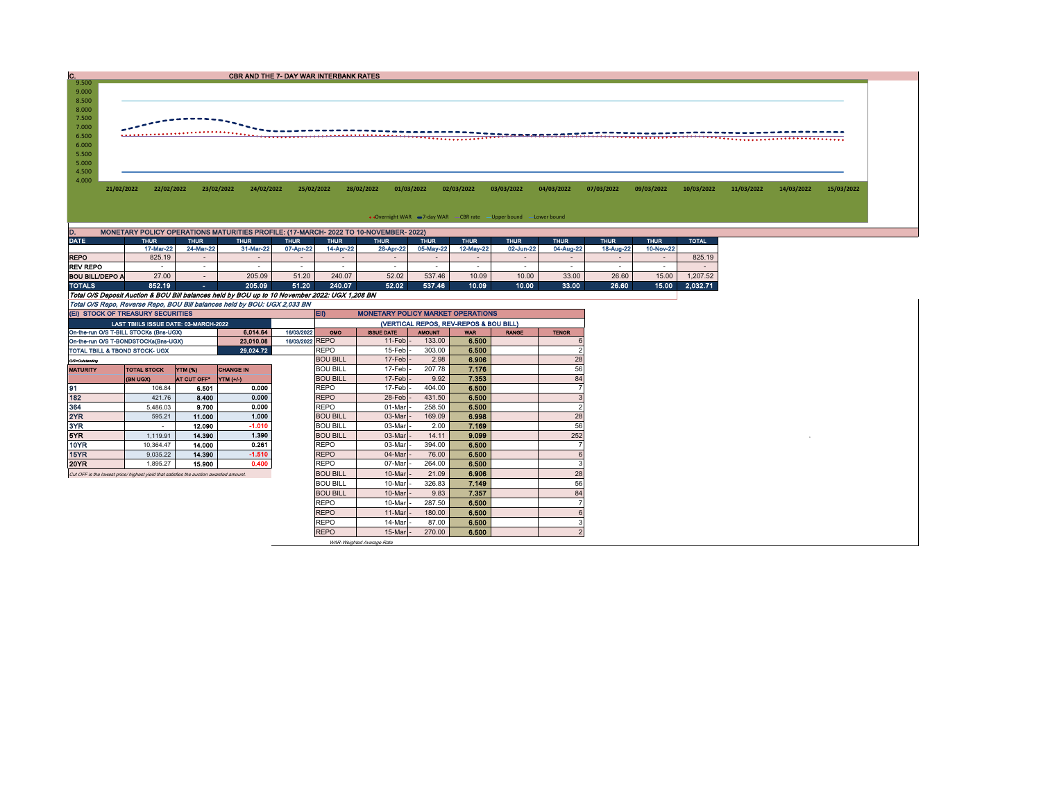## C. CBR AND THE 7- DAY WAR INTERBANK RATES

Y-axis: 9.500, 9.000, 8.500, 8.000, 7.500, 7.000, 6.500, 6.000, 5.500, 5.000, 4.500, 4.000

X-axis: 21/02/2022, 22/02/2022, 23/02/2022, 24/02/2022, 25/02/2022, 28/02/2022, 01/03/2022, 02/03/2022, 03/03/2022, 04/03/2022, 07/03/2022, 09/03/2022, 10/03/2022, 11/03/2022, 14/03/2022, 15/03/2022

Legend: Overnight WAR, 7-day WAR, CBR rate, Upper bound, Lower bound

## D. MONETARY POLICY OPERATIONS MATURITIES PROFILE: (17-MARCH- 2022 TO 10-NOVEMBER- 2022)

| DATE | THUR | THUR | THUR | THUR | THUR | THUR | THUR | THUR | THUR | THUR | THUR | THUR | TOTAL |
|---|---|---|---|---|---|---|---|---|---|---|---|---|---|
| | 17-Mar-22 | 24-Mar-22 | 31-Mar-22 | 07-Apr-22 | 14-Apr-22 | 28-Apr-22 | 05-May-22 | 12-May-22 | 02-Jun-22 | 04-Aug-22 | 18-Aug-22 | 10-Nov-22 | |
| REPO | 825.19 | - | - | - | - | - | - | - | - | - | - | - | 825.19 |
| REV REPO | - | - | - | - | - | - | - | - | - | - | - | - | - |
| BOU BILL/DEPO A | 27.00 | - | 205.09 | 51.20 | 240.07 | 52.02 | 537.46 | 10.09 | 10.00 | 33.00 | 26.60 | 15.00 | 1,207.52 |
| TOTALS | 852.19 | - | 205.09 | 51.20 | 240.07 | 52.02 | 537.46 | 10.09 | 10.00 | 33.00 | 26.60 | 15.00 | 2,032.71 |

*Total O/S Deposit Auction & BOU Bill balances held by BOU up to 10 November 2022: UGX 1,208 BN*

*Total O/S Repo, Reverse Repo, BOU Bill balances held by BOU: UGX 2,033 BN*

## (EI) STOCK OF TREASURY SECURITIES

| LAST TBIILS ISSUE DATE: 03-MARCH-2022 | | |
|---|---|---|
| On-the-run O/S T-BILL STOCKs (Bns-UGX) | 6,014.64 | 16/03/2022 |
| On-the-run O/S T-BONDSTOCKs(Bns-UGX) | 23,010.08 | 16/03/2022 |
| TOTAL TBILL & TBOND STOCK- UGX | 29,024.72 | |

O/S=Outstanding

| MATURITY | TOTAL STOCK (BN UGX) | YTM (%) AT CUT OFF* | CHANGE IN YTM (+/-) |
|---|---|---|---|
| 91 | 106.84 | 6.501 | 0.000 |
| 182 | 421.76 | 8.400 | 0.000 |
| 364 | 5,486.03 | 9.700 | 0.000 |
| 2YR | 595.21 | 11.000 | 1.000 |
| 3YR | - | 12.090 | -1.010 |
| 5YR | 1,119.91 | 14.390 | 1.390 |
| 10YR | 10,364.47 | 14.000 | 0.261 |
| 15YR | 9,035.22 | 14.390 | -1.510 |
| 20YR | 1,895.27 | 15.900 | 0.400 |

*Cut OFF is the lowest price/ highest yield that satisfies the auction awarded amount.*

## Eii) MONETARY POLICY MARKET OPERATIONS

(VERTICAL REPOS, REV-REPOS & BOU BILL)

| OMO | ISSUE DATE | AMOUNT | WAR | RANGE | TENOR |
|---|---|---|---|---|---|
| REPO | 11-Feb | 133.00 | 6.500 | | 6 |
| REPO | 15-Feb | 303.00 | 6.500 | | 2 |
| BOU BILL | 17-Feb | 2.98 | 6.906 | | 28 |
| BOU BILL | 17-Feb | 207.78 | 7.176 | | 56 |
| BOU BILL | 17-Feb | 9.92 | 7.353 | | 84 |
| REPO | 17-Feb | 404.00 | 6.500 | | 7 |
| REPO | 28-Feb | 431.50 | 6.500 | | 3 |
| REPO | 01-Mar | 258.50 | 6.500 | | 2 |
| BOU BILL | 03-Mar | 169.09 | 6.998 | | 28 |
| BOU BILL | 03-Mar | 2.00 | 7.169 | | 56 |
| BOU BILL | 03-Mar | 14.11 | 9.099 | | 252 |
| REPO | 03-Mar | 394.00 | 6.500 | | 7 |
| REPO | 04-Mar | 76.00 | 6.500 | | 6 |
| REPO | 07-Mar | 264.00 | 6.500 | | 3 |
| BOU BILL | 10-Mar | 21.09 | 6.906 | | 28 |
| BOU BILL | 10-Mar | 326.83 | 7.149 | | 56 |
| BOU BILL | 10-Mar | 9.83 | 7.357 | | 84 |
| REPO | 10-Mar | 287.50 | 6.500 | | 7 |
| REPO | 11-Mar | 180.00 | 6.500 | | 6 |
| REPO | 14-Mar | 87.00 | 6.500 | | 3 |
| REPO | 15-Mar | 270.00 | 6.500 | | 2 |

*WAR-Weighted Average Rate*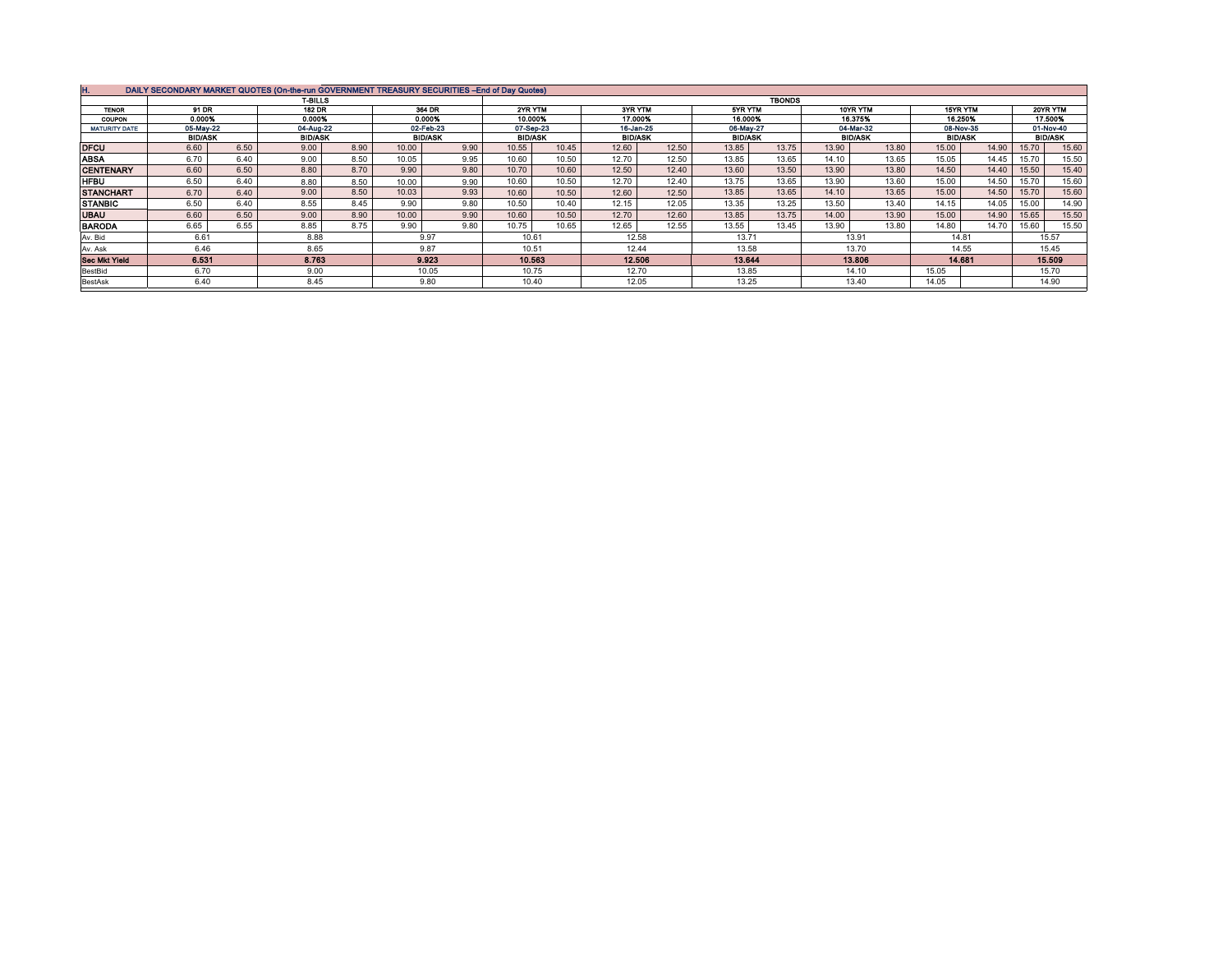| H. | DAILY SECONDARY MARKET QUOTES (On-the-run GOVERNMENT TREASURY SECURITIES –End of Day Quotes) | | | | | | | | | | | | | | | | | |
|---|---|---|---|---|---|---|---|---|---|---|---|---|---|---|---|---|---|---|
| | T-BILLS | | | | | | TBONDS | | | | | | | | | | | |
| TENOR | 91 DR | | 182 DR | | 364 DR | | 2YR YTM | | 3YR YTM | | 5YR YTM | | 10YR YTM | | 15YR YTM | | 20YR YTM | |
| COUPON | 0.000% | | 0.000% | | 0.000% | | 10.000% | | 17.000% | | 16.000% | | 16.375% | | 16.250% | | 17.500% | |
| MATURITY DATE | 05-May-22 | | 04-Aug-22 | | 02-Feb-23 | | 07-Sep-23 | | 16-Jan-25 | | 06-May-27 | | 04-Mar-32 | | 08-Nov-35 | | 01-Nov-40 | |
| | BID/ASK | | BID/ASK | | BID/ASK | | BID/ASK | | BID/ASK | | BID/ASK | | BID/ASK | | BID/ASK | | BID/ASK | |
| DFCU | 6.60 | 6.50 | 9.00 | 8.90 | 10.00 | 9.90 | 10.55 | 10.45 | 12.60 | 12.50 | 13.85 | 13.75 | 13.90 | 13.80 | 15.00 | 14.90 | 15.70 | 15.60 |
| ABSA | 6.70 | 6.40 | 9.00 | 8.50 | 10.05 | 9.95 | 10.60 | 10.50 | 12.70 | 12.50 | 13.85 | 13.65 | 14.10 | 13.65 | 15.05 | 14.45 | 15.70 | 15.50 |
| CENTENARY | 6.60 | 6.50 | 8.80 | 8.70 | 9.90 | 9.80 | 10.70 | 10.60 | 12.50 | 12.40 | 13.60 | 13.50 | 13.90 | 13.80 | 14.50 | 14.40 | 15.50 | 15.40 |
| HFBU | 6.50 | 6.40 | 8.80 | 8.50 | 10.00 | 9.90 | 10.60 | 10.50 | 12.70 | 12.40 | 13.75 | 13.65 | 13.90 | 13.60 | 15.00 | 14.50 | 15.70 | 15.60 |
| STANCHART | 6.70 | 6.40 | 9.00 | 8.50 | 10.03 | 9.93 | 10.60 | 10.50 | 12.60 | 12.50 | 13.85 | 13.65 | 14.10 | 13.65 | 15.00 | 14.50 | 15.70 | 15.60 |
| STANBIC | 6.50 | 6.40 | 8.55 | 8.45 | 9.90 | 9.80 | 10.50 | 10.40 | 12.15 | 12.05 | 13.35 | 13.25 | 13.50 | 13.40 | 14.15 | 14.05 | 15.00 | 14.90 |
| UBAU | 6.60 | 6.50 | 9.00 | 8.90 | 10.00 | 9.90 | 10.60 | 10.50 | 12.70 | 12.60 | 13.85 | 13.75 | 14.00 | 13.90 | 15.00 | 14.90 | 15.65 | 15.50 |
| BARODA | 6.65 | 6.55 | 8.85 | 8.75 | 9.90 | 9.80 | 10.75 | 10.65 | 12.65 | 12.55 | 13.55 | 13.45 | 13.90 | 13.80 | 14.80 | 14.70 | 15.60 | 15.50 |
| Av. Bid | 6.61 | | 8.88 | | 9.97 | | 10.61 | | 12.58 | | 13.71 | | 13.91 | | 14.81 | | 15.57 | |
| Av. Ask | 6.46 | | 8.65 | | 9.87 | | 10.51 | | 12.44 | | 13.58 | | 13.70 | | 14.55 | | 15.45 | |
| Sec Mkt Yield | 6.531 | | 8.763 | | 9.923 | | 10.563 | | 12.506 | | 13.644 | | 13.806 | | 14.681 | | 15.509 | |
| BestBid | 6.70 | | 9.00 | | 10.05 | | 10.75 | | 12.70 | | 13.85 | | 14.10 | | 15.05 | | 15.70 | |
| BestAsk | 6.40 | | 8.45 | | 9.80 | | 10.40 | | 12.05 | | 13.25 | | 13.40 | | 14.05 | | 14.90 | |